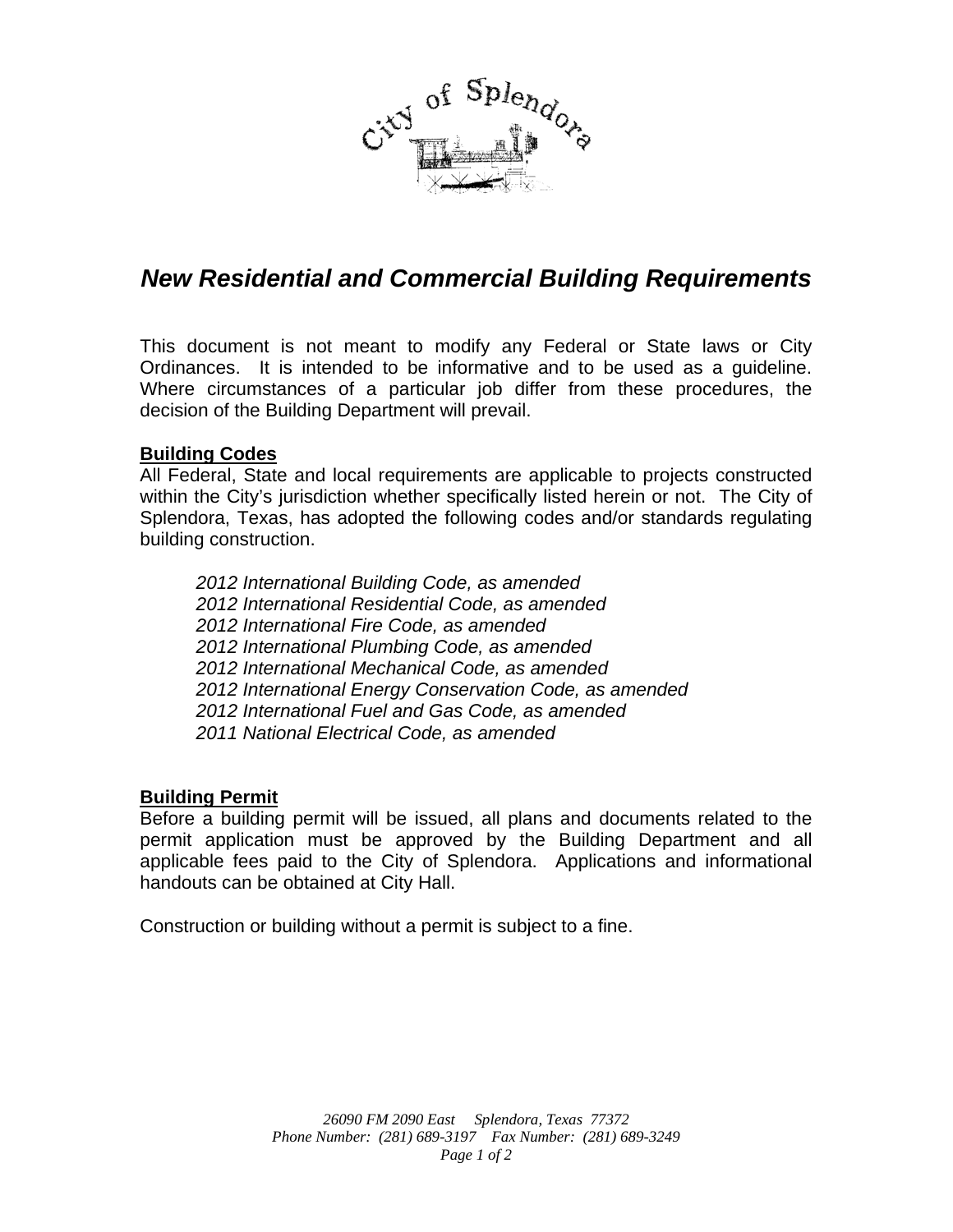# *New Residential and Commercial Building Requirements*

This document is not meant to modify any Federal or State laws or City Ordinances. It is intended to be informative and to be used as a guideline. Where circumstances of a particular job differ from these procedures, the decision of the Building Department will prevail.

## Building Codes

All Federal, State and local requirements are applicable to projects constructed within the City's jurisdiction whether specifically listed herein or not. The City of Splendora, Texas, has adopted the following codes and/or standards regulating building construction.

*2012 International Building Code, as amended*
*2012 International Residential Code, as amended*
*2012 International Fire Code, as amended*
*2012 International Plumbing Code, as amended*
*2012 International Mechanical Code, as amended*
*2012 International Energy Conservation Code, as amended*
*2012 International Fuel and Gas Code, as amended*
*2011 National Electrical Code, as amended*

## Building Permit

Before a building permit will be issued, all plans and documents related to the permit application must be approved by the Building Department and all applicable fees paid to the City of Splendora. Applications and informational handouts can be obtained at City Hall.

Construction or building without a permit is subject to a fine.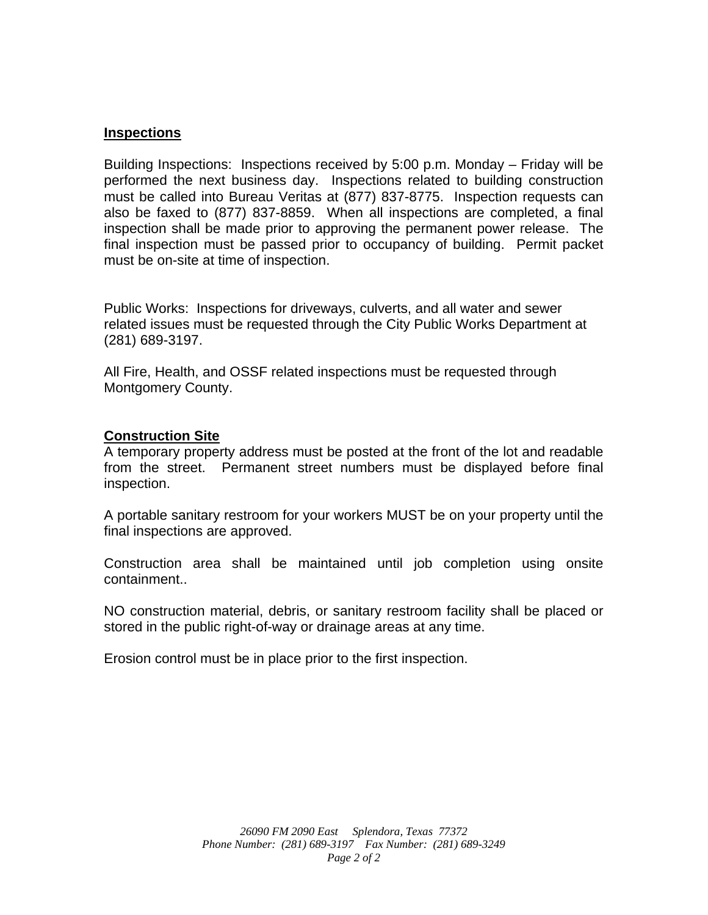## Inspections

Building Inspections: Inspections received by 5:00 p.m. Monday – Friday will be performed the next business day. Inspections related to building construction must be called into Bureau Veritas at (877) 837-8775. Inspection requests can also be faxed to (877) 837-8859. When all inspections are completed, a final inspection shall be made prior to approving the permanent power release. The final inspection must be passed prior to occupancy of building. Permit packet must be on-site at time of inspection.

Public Works: Inspections for driveways, culverts, and all water and sewer related issues must be requested through the City Public Works Department at (281) 689-3197.

All Fire, Health, and OSSF related inspections must be requested through Montgomery County.

## Construction Site

A temporary property address must be posted at the front of the lot and readable from the street. Permanent street numbers must be displayed before final inspection.

A portable sanitary restroom for your workers MUST be on your property until the final inspections are approved.

Construction area shall be maintained until job completion using onsite containment..

NO construction material, debris, or sanitary restroom facility shall be placed or stored in the public right-of-way or drainage areas at any time.

Erosion control must be in place prior to the first inspection.

*26090 FM 2090 East Splendora, Texas 77372*
*Phone Number: (281) 689-3197 Fax Number: (281) 689-3249*